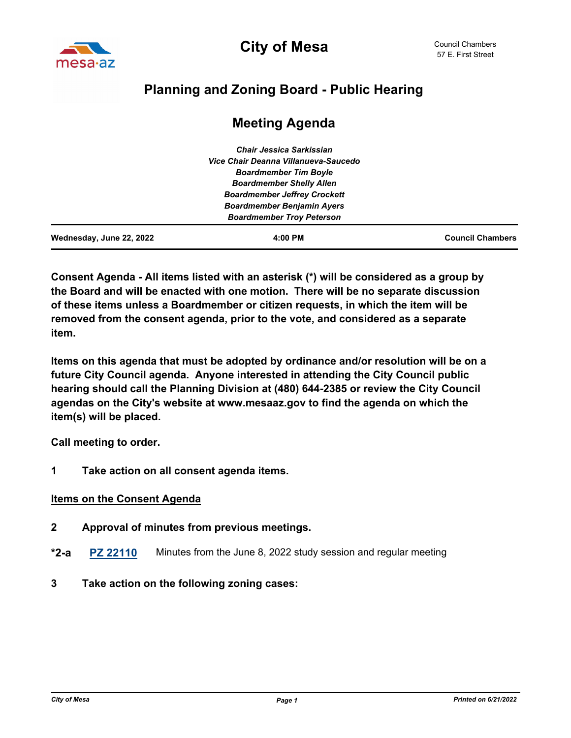# City of Mesa

Council Chambers
57 E. First Street

## Planning and Zoning Board - Public Hearing

## Meeting Agenda

*Chair Jessica Sarkissian*
*Vice Chair Deanna Villanueva-Saucedo*
*Boardmember Tim Boyle*
*Boardmember Shelly Allen*
*Boardmember Jeffrey Crockett*
*Boardmember Benjamin Ayers*
*Boardmember Troy Peterson*

**Wednesday, June 22, 2022** | **4:00 PM** | **Council Chambers**

**Consent Agenda - All items listed with an asterisk (*) will be considered as a group by the Board and will be enacted with one motion. There will be no separate discussion of these items unless a Boardmember or citizen requests, in which the item will be removed from the consent agenda, prior to the vote, and considered as a separate item.**

**Items on this agenda that must be adopted by ordinance and/or resolution will be on a future City Council agenda. Anyone interested in attending the City Council public hearing should call the Planning Division at (480) 644-2385 or review the City Council agendas on the City's website at www.mesaaz.gov to find the agenda on which the item(s) will be placed.**

**Call meeting to order.**

**1 Take action on all consent agenda items.**

**Items on the Consent Agenda**

**2 Approval of minutes from previous meetings.**

**\*2-a** **PZ 22110** Minutes from the June 8, 2022 study session and regular meeting

**3 Take action on the following zoning cases:**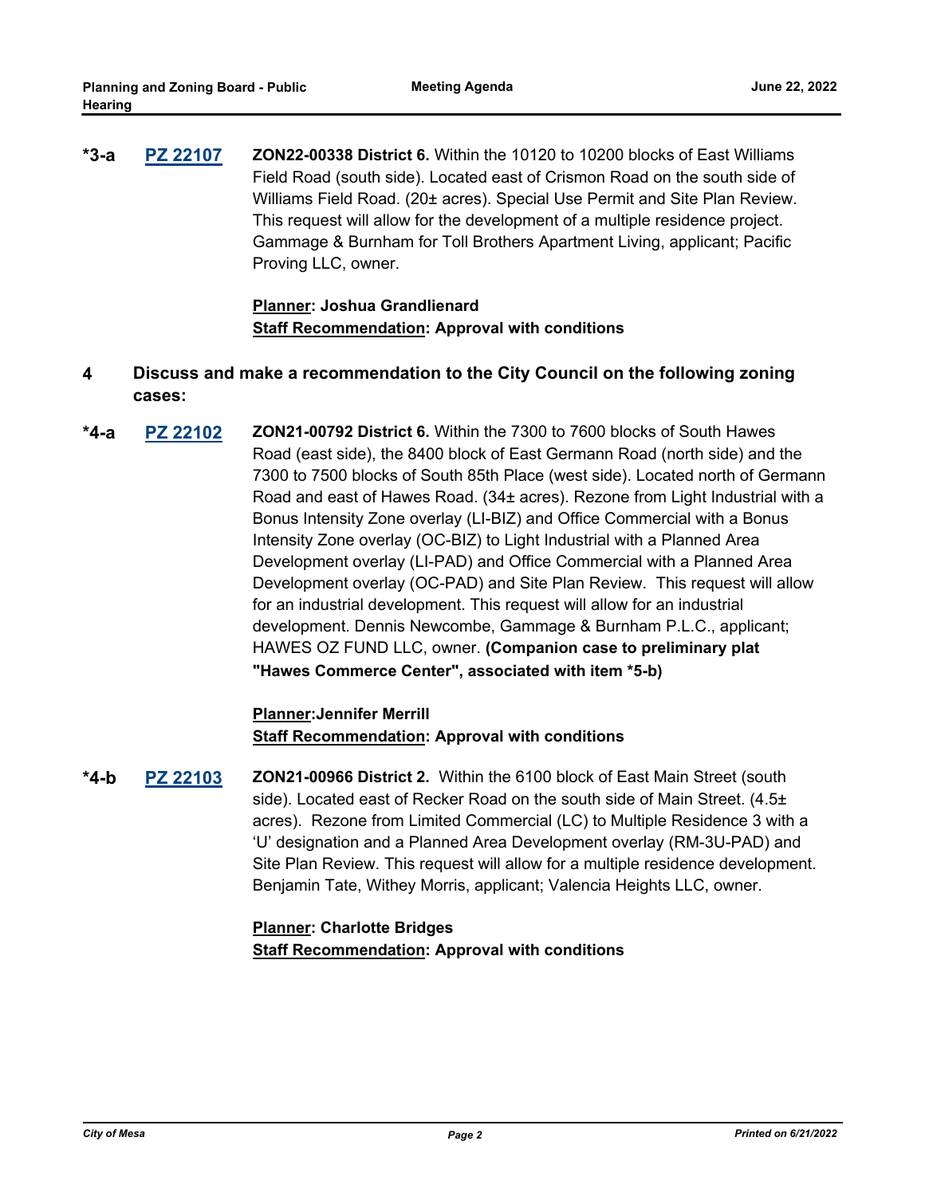**\*3-a** **PZ 22107** **ZON22-00338 District 6.** Within the 10120 to 10200 blocks of East Williams Field Road (south side). Located east of Crismon Road on the south side of Williams Field Road. (20± acres). Special Use Permit and Site Plan Review. This request will allow for the development of a multiple residence project. Gammage & Burnham for Toll Brothers Apartment Living, applicant; Pacific Proving LLC, owner.

**Planner: Joshua Grandlienard**
**Staff Recommendation: Approval with conditions**

## 4 Discuss and make a recommendation to the City Council on the following zoning cases:

**\*4-a** **PZ 22102** **ZON21-00792 District 6.** Within the 7300 to 7600 blocks of South Hawes Road (east side), the 8400 block of East Germann Road (north side) and the 7300 to 7500 blocks of South 85th Place (west side). Located north of Germann Road and east of Hawes Road. (34± acres). Rezone from Light Industrial with a Bonus Intensity Zone overlay (LI-BIZ) and Office Commercial with a Bonus Intensity Zone overlay (OC-BIZ) to Light Industrial with a Planned Area Development overlay (LI-PAD) and Office Commercial with a Planned Area Development overlay (OC-PAD) and Site Plan Review. This request will allow for an industrial development. This request will allow for an industrial development. Dennis Newcombe, Gammage & Burnham P.L.C., applicant; HAWES OZ FUND LLC, owner. **(Companion case to preliminary plat "Hawes Commerce Center", associated with item \*5-b)**

**Planner:Jennifer Merrill**
**Staff Recommendation: Approval with conditions**

**\*4-b** **PZ 22103** **ZON21-00966 District 2.** Within the 6100 block of East Main Street (south side). Located east of Recker Road on the south side of Main Street. (4.5± acres). Rezone from Limited Commercial (LC) to Multiple Residence 3 with a 'U' designation and a Planned Area Development overlay (RM-3U-PAD) and Site Plan Review. This request will allow for a multiple residence development. Benjamin Tate, Withey Morris, applicant; Valencia Heights LLC, owner.

**Planner: Charlotte Bridges**
**Staff Recommendation: Approval with conditions**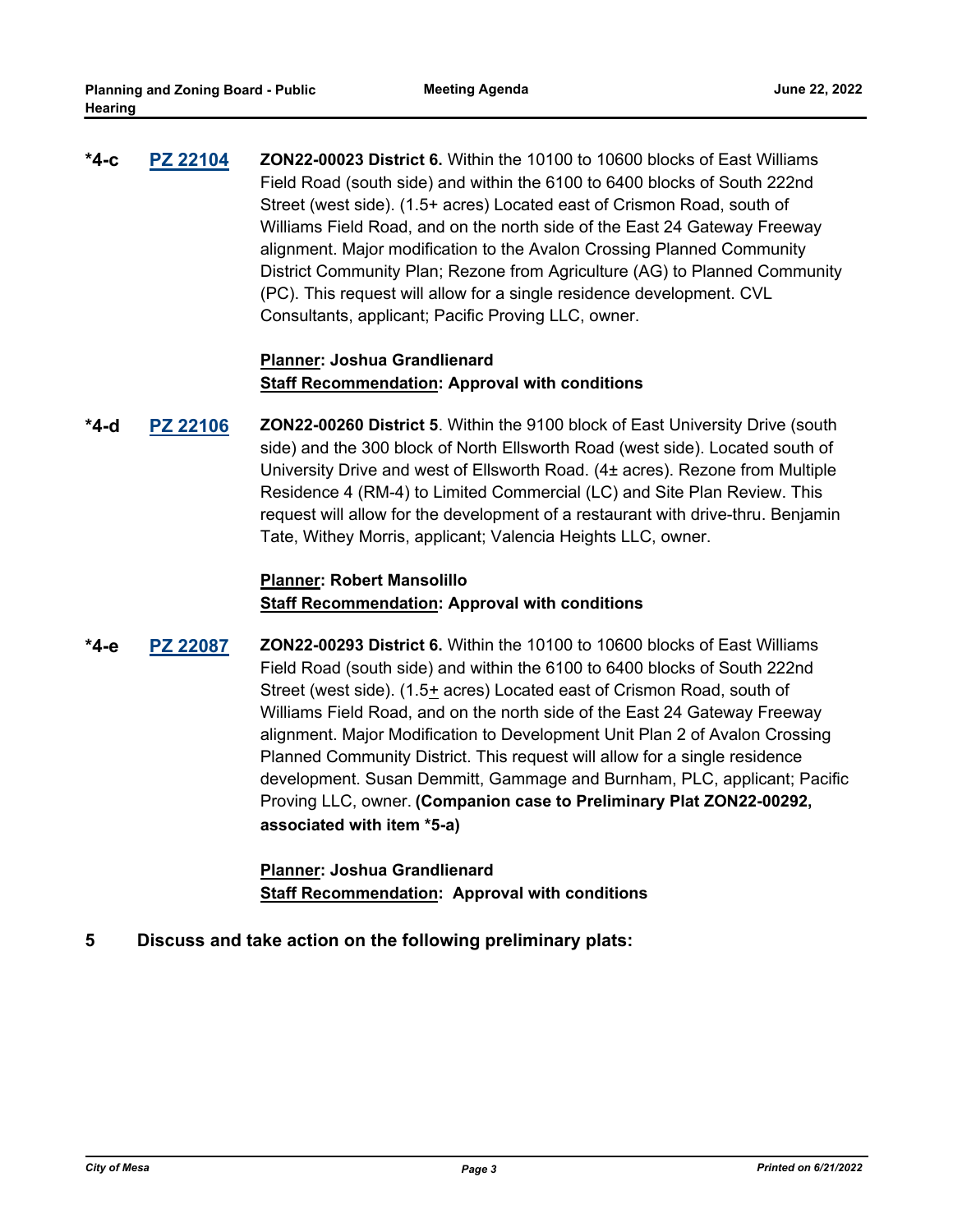**\*4-c** **PZ 22104** **ZON22-00023 District 6.** Within the 10100 to 10600 blocks of East Williams Field Road (south side) and within the 6100 to 6400 blocks of South 222nd Street (west side). (1.5+ acres) Located east of Crismon Road, south of Williams Field Road, and on the north side of the East 24 Gateway Freeway alignment. Major modification to the Avalon Crossing Planned Community District Community Plan; Rezone from Agriculture (AG) to Planned Community (PC). This request will allow for a single residence development. CVL Consultants, applicant; Pacific Proving LLC, owner.

**Planner: Joshua Grandlienard**
**Staff Recommendation: Approval with conditions**

**\*4-d** **PZ 22106** **ZON22-00260 District 5**. Within the 9100 block of East University Drive (south side) and the 300 block of North Ellsworth Road (west side). Located south of University Drive and west of Ellsworth Road. (4± acres). Rezone from Multiple Residence 4 (RM-4) to Limited Commercial (LC) and Site Plan Review. This request will allow for the development of a restaurant with drive-thru. Benjamin Tate, Withey Morris, applicant; Valencia Heights LLC, owner.

**Planner: Robert Mansolillo**
**Staff Recommendation: Approval with conditions**

**\*4-e** **PZ 22087** **ZON22-00293 District 6.** Within the 10100 to 10600 blocks of East Williams Field Road (south side) and within the 6100 to 6400 blocks of South 222nd Street (west side). (1.5± acres) Located east of Crismon Road, south of Williams Field Road, and on the north side of the East 24 Gateway Freeway alignment. Major Modification to Development Unit Plan 2 of Avalon Crossing Planned Community District. This request will allow for a single residence development. Susan Demmitt, Gammage and Burnham, PLC, applicant; Pacific Proving LLC, owner. **(Companion case to Preliminary Plat ZON22-00292, associated with item \*5-a)**

**Planner: Joshua Grandlienard**
**Staff Recommendation: Approval with conditions**

**5 Discuss and take action on the following preliminary plats:**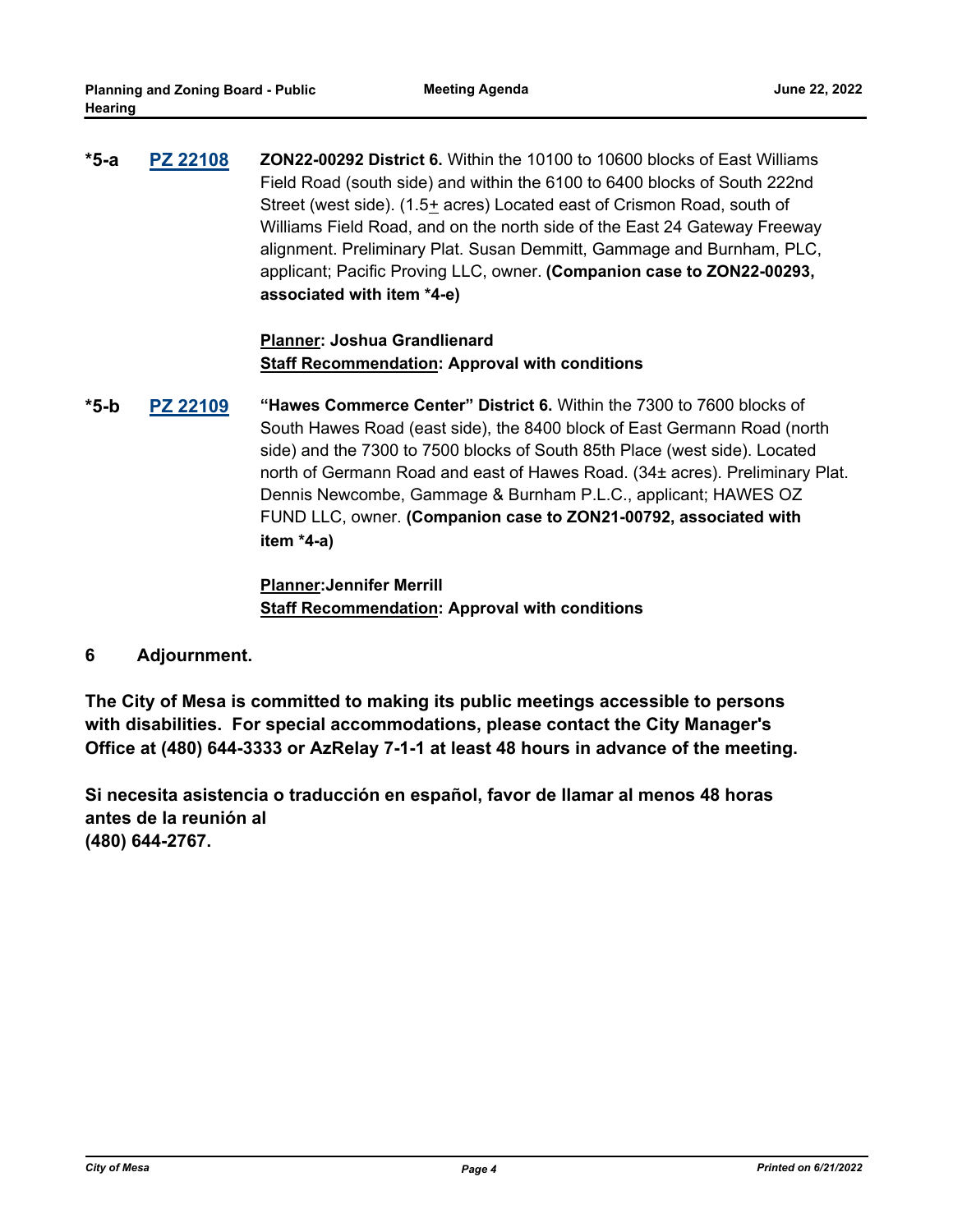**\*5-a** **PZ 22108** **ZON22-00292 District 6.** Within the 10100 to 10600 blocks of East Williams Field Road (south side) and within the 6100 to 6400 blocks of South 222nd Street (west side). (1.5± acres) Located east of Crismon Road, south of Williams Field Road, and on the north side of the East 24 Gateway Freeway alignment. Preliminary Plat. Susan Demmitt, Gammage and Burnham, PLC, applicant; Pacific Proving LLC, owner. **(Companion case to ZON22-00293, associated with item \*4-e)**

**Planner: Joshua Grandlienard**
**Staff Recommendation: Approval with conditions**

**\*5-b** **PZ 22109** **"Hawes Commerce Center" District 6.** Within the 7300 to 7600 blocks of South Hawes Road (east side), the 8400 block of East Germann Road (north side) and the 7300 to 7500 blocks of South 85th Place (west side). Located north of Germann Road and east of Hawes Road. (34± acres). Preliminary Plat. Dennis Newcombe, Gammage & Burnham P.L.C., applicant; HAWES OZ FUND LLC, owner. **(Companion case to ZON21-00792, associated with item \*4-a)**

**Planner:Jennifer Merrill**
**Staff Recommendation: Approval with conditions**

**6 Adjournment.**

**The City of Mesa is committed to making its public meetings accessible to persons with disabilities. For special accommodations, please contact the City Manager's Office at (480) 644-3333 or AzRelay 7-1-1 at least 48 hours in advance of the meeting.**

**Si necesita asistencia o traducción en español, favor de llamar al menos 48 horas antes de la reunión al (480) 644-2767.**